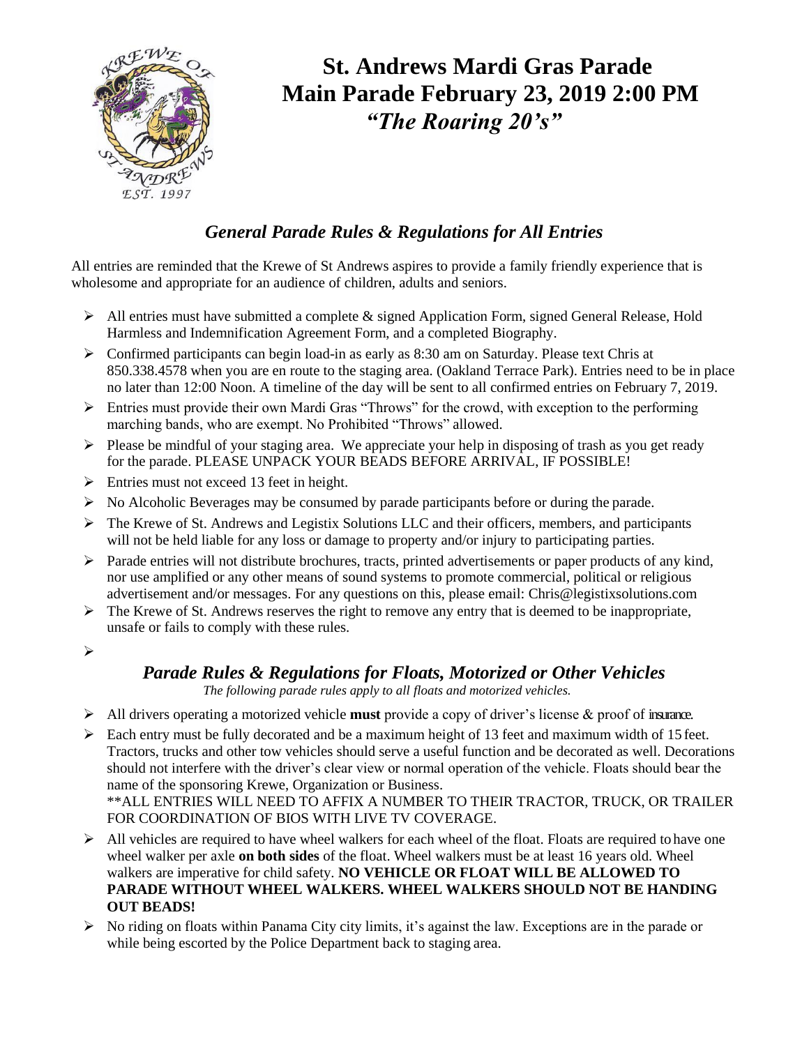# St. Andrews Mardi Gras Parade
# Main Parade February 23, 2019 2:00 PM
# *"The Roaring 20's"*

## *General Parade Rules & Regulations for All Entries*

All entries are reminded that the Krewe of St Andrews aspires to provide a family friendly experience that is wholesome and appropriate for an audience of children, adults and seniors.

- All entries must have submitted a complete & signed Application Form, signed General Release, Hold Harmless and Indemnification Agreement Form, and a completed Biography.
- Confirmed participants can begin load-in as early as 8:30 am on Saturday. Please text Chris at 850.338.4578 when you are en route to the staging area. (Oakland Terrace Park). Entries need to be in place no later than 12:00 Noon. A timeline of the day will be sent to all confirmed entries on February 7, 2019.
- Entries must provide their own Mardi Gras "Throws" for the crowd, with exception to the performing marching bands, who are exempt. No Prohibited "Throws" allowed.
- Please be mindful of your staging area. We appreciate your help in disposing of trash as you get ready for the parade. PLEASE UNPACK YOUR BEADS BEFORE ARRIVAL, IF POSSIBLE!
- Entries must not exceed 13 feet in height.
- No Alcoholic Beverages may be consumed by parade participants before or during the parade.
- The Krewe of St. Andrews and Legistix Solutions LLC and their officers, members, and participants will not be held liable for any loss or damage to property and/or injury to participating parties.
- Parade entries will not distribute brochures, tracts, printed advertisements or paper products of any kind, nor use amplified or any other means of sound systems to promote commercial, political or religious advertisement and/or messages. For any questions on this, please email: Chris@legistixsolutions.com
- The Krewe of St. Andrews reserves the right to remove any entry that is deemed to be inappropriate, unsafe or fails to comply with these rules.

## *Parade Rules & Regulations for Floats, Motorized or Other Vehicles*

*The following parade rules apply to all floats and motorized vehicles.*

- All drivers operating a motorized vehicle **must** provide a copy of driver's license & proof of insurance.
- Each entry must be fully decorated and be a maximum height of 13 feet and maximum width of 15 feet. Tractors, trucks and other tow vehicles should serve a useful function and be decorated as well. Decorations should not interfere with the driver's clear view or normal operation of the vehicle. Floats should bear the name of the sponsoring Krewe, Organization or Business.
  **ALL ENTRIES WILL NEED TO AFFIX A NUMBER TO THEIR TRACTOR, TRUCK, OR TRAILER FOR COORDINATION OF BIOS WITH LIVE TV COVERAGE.
- All vehicles are required to have wheel walkers for each wheel of the float. Floats are required to have one wheel walker per axle **on both sides** of the float. Wheel walkers must be at least 16 years old. Wheel walkers are imperative for child safety. **NO VEHICLE OR FLOAT WILL BE ALLOWED TO PARADE WITHOUT WHEEL WALKERS. WHEEL WALKERS SHOULD NOT BE HANDING OUT BEADS!**
- No riding on floats within Panama City city limits, it's against the law. Exceptions are in the parade or while being escorted by the Police Department back to staging area.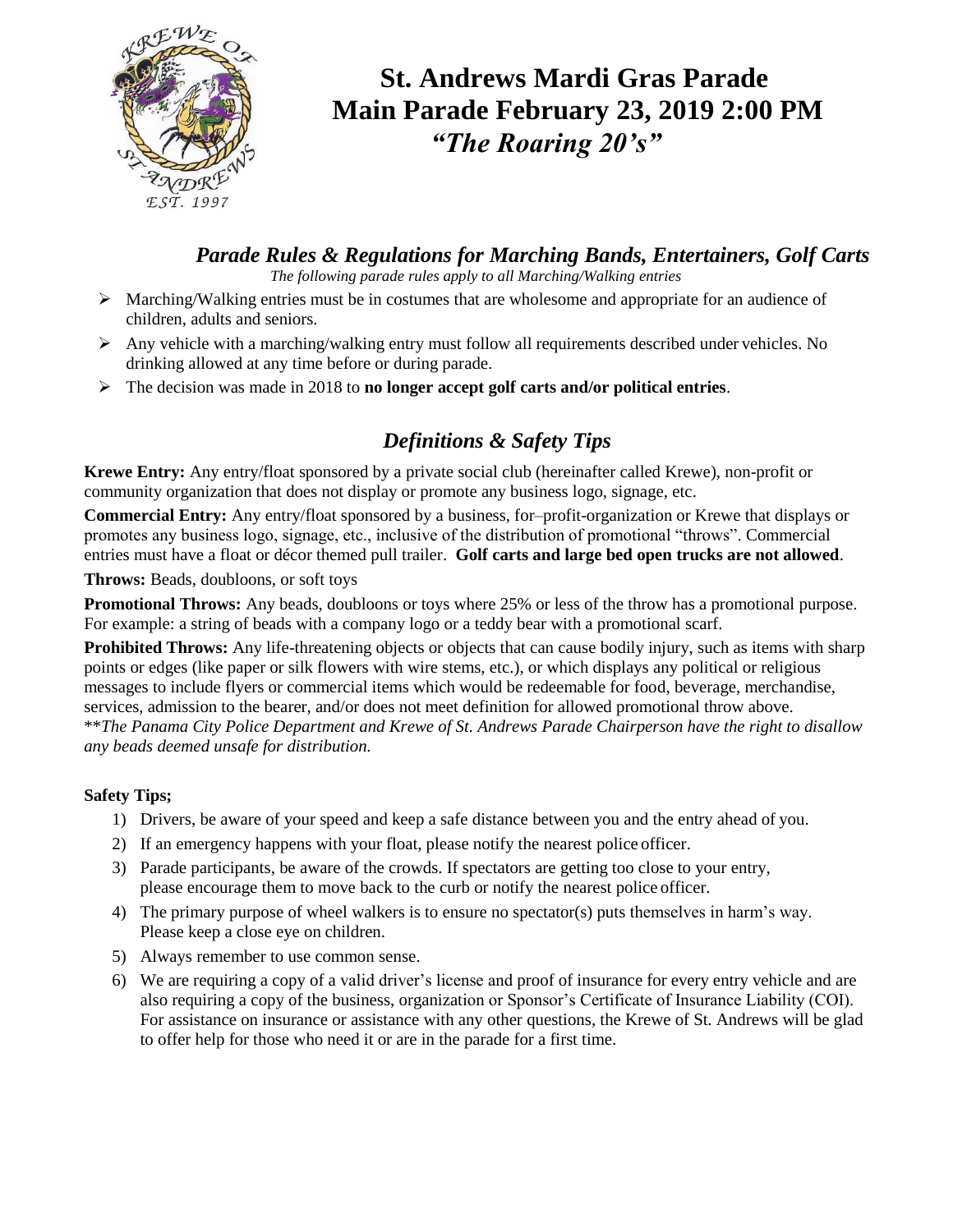# St. Andrews Mardi Gras Parade
# Main Parade February 23, 2019 2:00 PM
# *"The Roaring 20's"*

## *Parade Rules & Regulations for Marching Bands, Entertainers, Golf Carts*

*The following parade rules apply to all Marching/Walking entries*

- Marching/Walking entries must be in costumes that are wholesome and appropriate for an audience of children, adults and seniors.
- Any vehicle with a marching/walking entry must follow all requirements described under vehicles. No drinking allowed at any time before or during parade.
- The decision was made in 2018 to **no longer accept golf carts and/or political entries**.

## *Definitions & Safety Tips*

**Krewe Entry:** Any entry/float sponsored by a private social club (hereinafter called Krewe), non-profit or community organization that does not display or promote any business logo, signage, etc.

**Commercial Entry:** Any entry/float sponsored by a business, for–profit-organization or Krewe that displays or promotes any business logo, signage, etc., inclusive of the distribution of promotional "throws". Commercial entries must have a float or décor themed pull trailer. **Golf carts and large bed open trucks are not allowed**.

**Throws:** Beads, doubloons, or soft toys

**Promotional Throws:** Any beads, doubloons or toys where 25% or less of the throw has a promotional purpose. For example: a string of beads with a company logo or a teddy bear with a promotional scarf.

**Prohibited Throws:** Any life-threatening objects or objects that can cause bodily injury, such as items with sharp points or edges (like paper or silk flowers with wire stems, etc.), or which displays any political or religious messages to include flyers or commercial items which would be redeemable for food, beverage, merchandise, services, admission to the bearer, and/or does not meet definition for allowed promotional throw above.
*\*\*The Panama City Police Department and Krewe of St. Andrews Parade Chairperson have the right to disallow any beads deemed unsafe for distribution.*

**Safety Tips;**

1) Drivers, be aware of your speed and keep a safe distance between you and the entry ahead of you.
2) If an emergency happens with your float, please notify the nearest police officer.
3) Parade participants, be aware of the crowds. If spectators are getting too close to your entry, please encourage them to move back to the curb or notify the nearest police officer.
4) The primary purpose of wheel walkers is to ensure no spectator(s) puts themselves in harm's way. Please keep a close eye on children.
5) Always remember to use common sense.
6) We are requiring a copy of a valid driver's license and proof of insurance for every entry vehicle and are also requiring a copy of the business, organization or Sponsor's Certificate of Insurance Liability (COI). For assistance on insurance or assistance with any other questions, the Krewe of St. Andrews will be glad to offer help for those who need it or are in the parade for a first time.